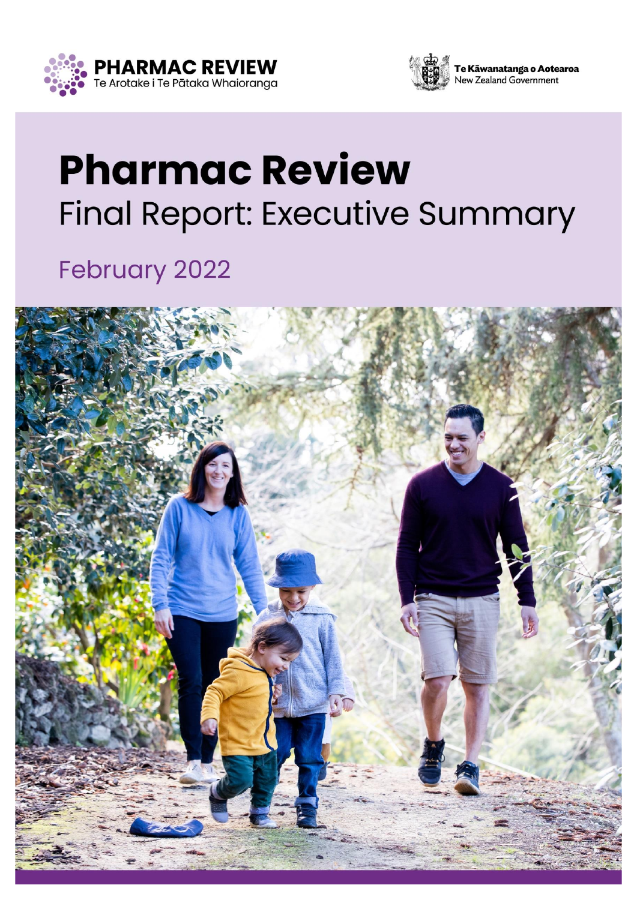PHARMAC REVIEW
Te Arotake i Te Pātaka Whaioranga

Te Kāwanatanga o Aotearoa
New Zealand Government

# Pharmac Review

## Final Report: Executive Summary

February 2022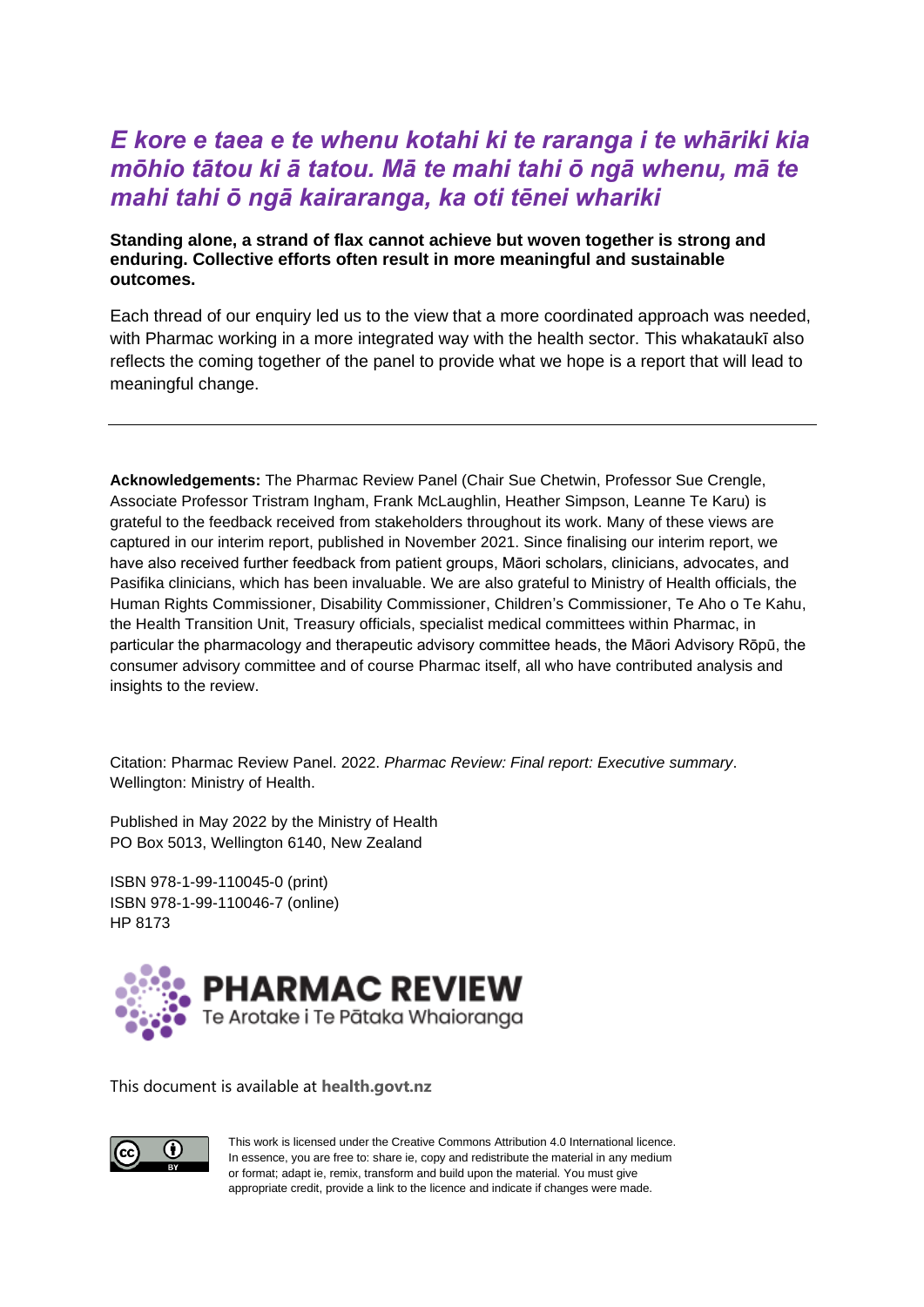*E kore e taea e te whenu kotahi ki te raranga i te whāriki kia mōhio tātou ki ā tatou. Mā te mahi tahi ō ngā whenu, mā te mahi tahi ō ngā kairaranga, ka oti tēnei whariki*

**Standing alone, a strand of flax cannot achieve but woven together is strong and enduring. Collective efforts often result in more meaningful and sustainable outcomes.**

Each thread of our enquiry led us to the view that a more coordinated approach was needed, with Pharmac working in a more integrated way with the health sector. This whakataukī also reflects the coming together of the panel to provide what we hope is a report that will lead to meaningful change.

---

**Acknowledgements:** The Pharmac Review Panel (Chair Sue Chetwin, Professor Sue Crengle, Associate Professor Tristram Ingham, Frank McLaughlin, Heather Simpson, Leanne Te Karu) is grateful to the feedback received from stakeholders throughout its work. Many of these views are captured in our interim report, published in November 2021. Since finalising our interim report, we have also received further feedback from patient groups, Māori scholars, clinicians, advocates, and Pasifika clinicians, which has been invaluable. We are also grateful to Ministry of Health officials, the Human Rights Commissioner, Disability Commissioner, Children's Commissioner, Te Aho o Te Kahu, the Health Transition Unit, Treasury officials, specialist medical committees within Pharmac, in particular the pharmacology and therapeutic advisory committee heads, the Māori Advisory Rōpū, the consumer advisory committee and of course Pharmac itself, all who have contributed analysis and insights to the review.

Citation: Pharmac Review Panel. 2022. *Pharmac Review: Final report: Executive summary*. Wellington: Ministry of Health.

Published in May 2022 by the Ministry of Health
PO Box 5013, Wellington 6140, New Zealand

ISBN 978-1-99-110045-0 (print)
ISBN 978-1-99-110046-7 (online)
HP 8173

**PHARMAC REVIEW**
Te Arotake i Te Pātaka Whaioranga

This document is available at **health.govt.nz**

This work is licensed under the Creative Commons Attribution 4.0 International licence. In essence, you are free to: share ie, copy and redistribute the material in any medium or format; adapt ie, remix, transform and build upon the material. You must give appropriate credit, provide a link to the licence and indicate if changes were made.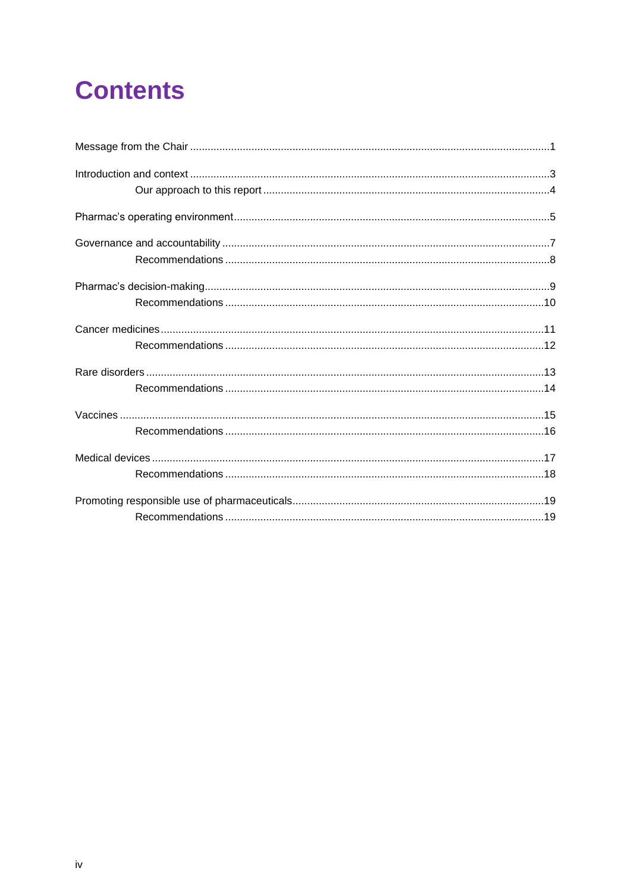# Contents

Message from the Chair .......... 1

Introduction and context .......... 3

- Our approach to this report .......... 4

Pharmac's operating environment .......... 5

Governance and accountability .......... 7

- Recommendations .......... 8

Pharmac's decision-making .......... 9

- Recommendations .......... 10

Cancer medicines .......... 11

- Recommendations .......... 12

Rare disorders .......... 13

- Recommendations .......... 14

Vaccines .......... 15

- Recommendations .......... 16

Medical devices .......... 17

- Recommendations .......... 18

Promoting responsible use of pharmaceuticals .......... 19

- Recommendations .......... 19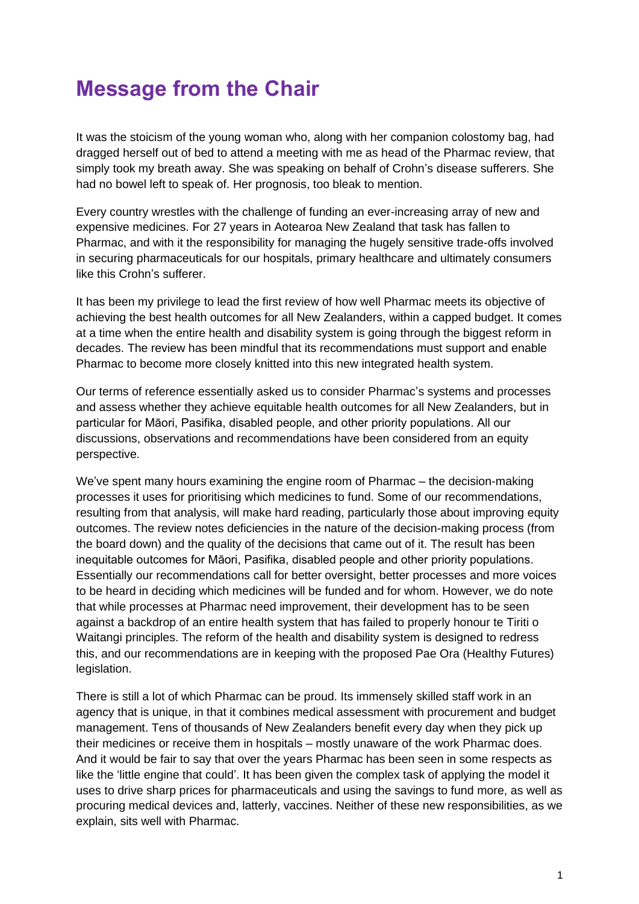# Message from the Chair

It was the stoicism of the young woman who, along with her companion colostomy bag, had dragged herself out of bed to attend a meeting with me as head of the Pharmac review, that simply took my breath away. She was speaking on behalf of Crohn's disease sufferers. She had no bowel left to speak of. Her prognosis, too bleak to mention.

Every country wrestles with the challenge of funding an ever-increasing array of new and expensive medicines. For 27 years in Aotearoa New Zealand that task has fallen to Pharmac, and with it the responsibility for managing the hugely sensitive trade-offs involved in securing pharmaceuticals for our hospitals, primary healthcare and ultimately consumers like this Crohn's sufferer.

It has been my privilege to lead the first review of how well Pharmac meets its objective of achieving the best health outcomes for all New Zealanders, within a capped budget. It comes at a time when the entire health and disability system is going through the biggest reform in decades. The review has been mindful that its recommendations must support and enable Pharmac to become more closely knitted into this new integrated health system.

Our terms of reference essentially asked us to consider Pharmac's systems and processes and assess whether they achieve equitable health outcomes for all New Zealanders, but in particular for Māori, Pasifika, disabled people, and other priority populations. All our discussions, observations and recommendations have been considered from an equity perspective.

We've spent many hours examining the engine room of Pharmac – the decision-making processes it uses for prioritising which medicines to fund. Some of our recommendations, resulting from that analysis, will make hard reading, particularly those about improving equity outcomes. The review notes deficiencies in the nature of the decision-making process (from the board down) and the quality of the decisions that came out of it. The result has been inequitable outcomes for Māori, Pasifika, disabled people and other priority populations. Essentially our recommendations call for better oversight, better processes and more voices to be heard in deciding which medicines will be funded and for whom. However, we do note that while processes at Pharmac need improvement, their development has to be seen against a backdrop of an entire health system that has failed to properly honour te Tiriti o Waitangi principles. The reform of the health and disability system is designed to redress this, and our recommendations are in keeping with the proposed Pae Ora (Healthy Futures) legislation.

There is still a lot of which Pharmac can be proud. Its immensely skilled staff work in an agency that is unique, in that it combines medical assessment with procurement and budget management. Tens of thousands of New Zealanders benefit every day when they pick up their medicines or receive them in hospitals – mostly unaware of the work Pharmac does. And it would be fair to say that over the years Pharmac has been seen in some respects as like the 'little engine that could'. It has been given the complex task of applying the model it uses to drive sharp prices for pharmaceuticals and using the savings to fund more, as well as procuring medical devices and, latterly, vaccines. Neither of these new responsibilities, as we explain, sits well with Pharmac.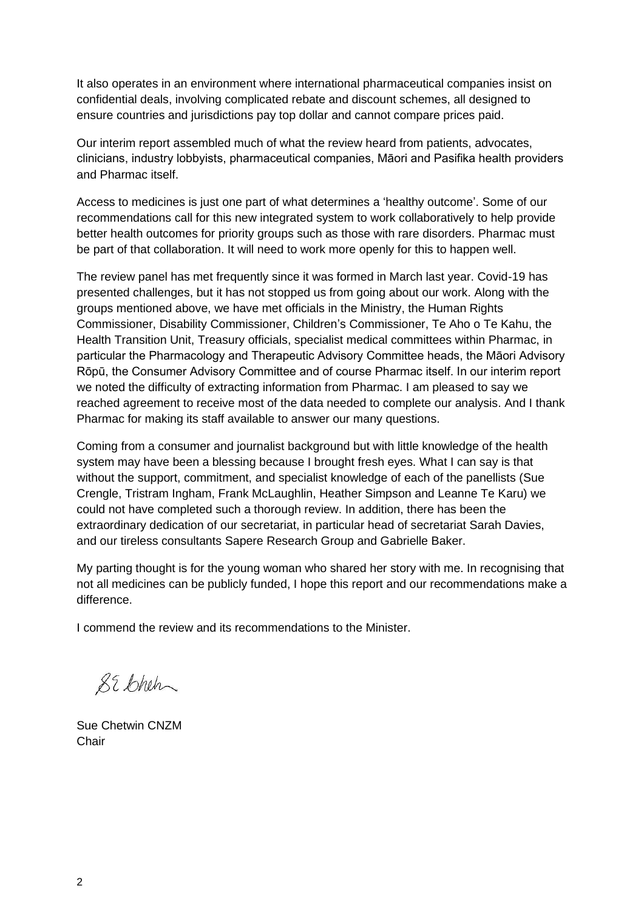It also operates in an environment where international pharmaceutical companies insist on confidential deals, involving complicated rebate and discount schemes, all designed to ensure countries and jurisdictions pay top dollar and cannot compare prices paid.

Our interim report assembled much of what the review heard from patients, advocates, clinicians, industry lobbyists, pharmaceutical companies, Māori and Pasifika health providers and Pharmac itself.

Access to medicines is just one part of what determines a 'healthy outcome'. Some of our recommendations call for this new integrated system to work collaboratively to help provide better health outcomes for priority groups such as those with rare disorders. Pharmac must be part of that collaboration. It will need to work more openly for this to happen well.

The review panel has met frequently since it was formed in March last year. Covid-19 has presented challenges, but it has not stopped us from going about our work. Along with the groups mentioned above, we have met officials in the Ministry, the Human Rights Commissioner, Disability Commissioner, Children's Commissioner, Te Aho o Te Kahu, the Health Transition Unit, Treasury officials, specialist medical committees within Pharmac, in particular the Pharmacology and Therapeutic Advisory Committee heads, the Māori Advisory Rōpū, the Consumer Advisory Committee and of course Pharmac itself. In our interim report we noted the difficulty of extracting information from Pharmac. I am pleased to say we reached agreement to receive most of the data needed to complete our analysis. And I thank Pharmac for making its staff available to answer our many questions.

Coming from a consumer and journalist background but with little knowledge of the health system may have been a blessing because I brought fresh eyes. What I can say is that without the support, commitment, and specialist knowledge of each of the panellists (Sue Crengle, Tristram Ingham, Frank McLaughlin, Heather Simpson and Leanne Te Karu) we could not have completed such a thorough review. In addition, there has been the extraordinary dedication of our secretariat, in particular head of secretariat Sarah Davies, and our tireless consultants Sapere Research Group and Gabrielle Baker.

My parting thought is for the young woman who shared her story with me. In recognising that not all medicines can be publicly funded, I hope this report and our recommendations make a difference.

I commend the review and its recommendations to the Minister.

Sue Chetwin CNZM
Chair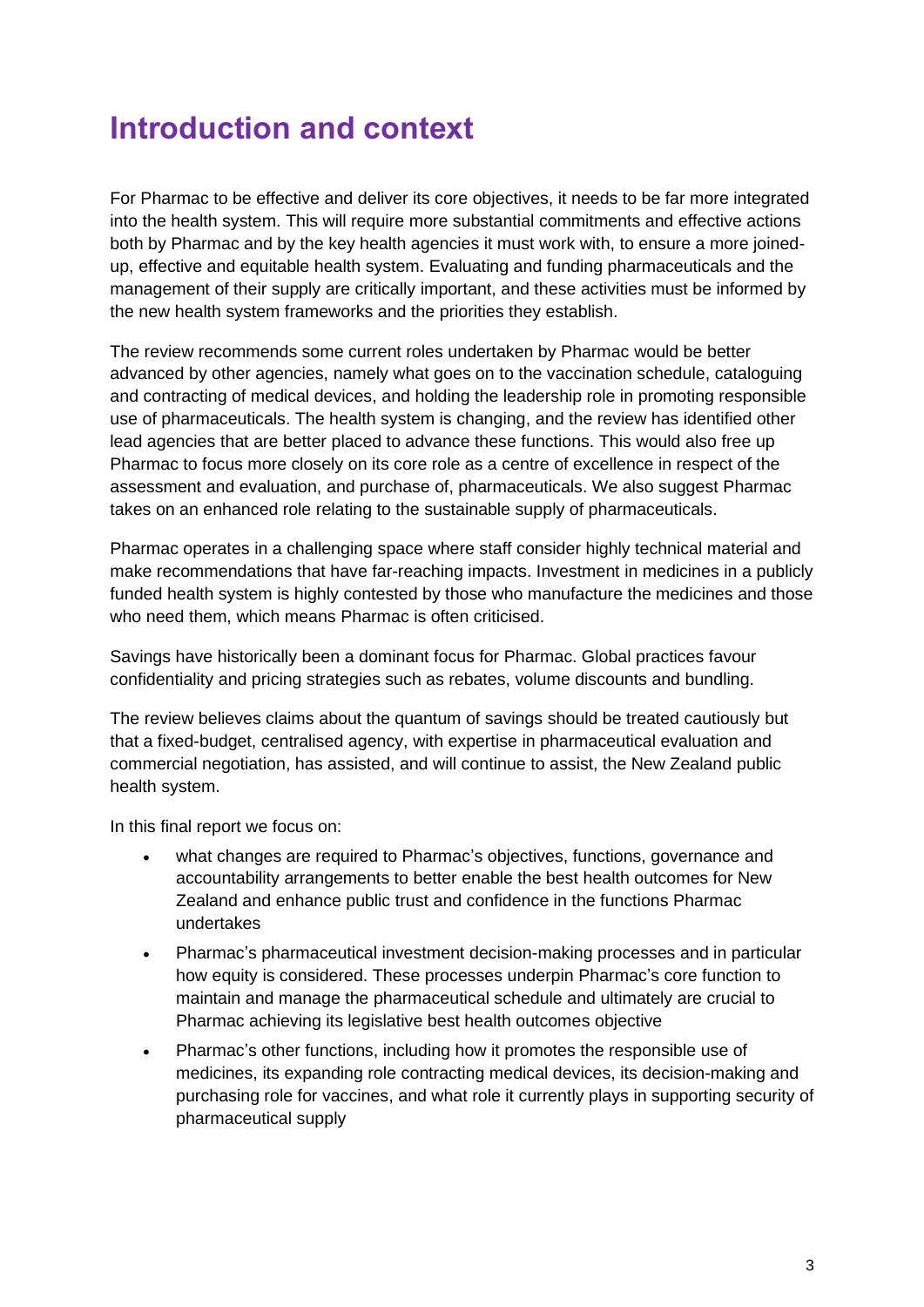# Introduction and context

For Pharmac to be effective and deliver its core objectives, it needs to be far more integrated into the health system. This will require more substantial commitments and effective actions both by Pharmac and by the key health agencies it must work with, to ensure a more joined-up, effective and equitable health system. Evaluating and funding pharmaceuticals and the management of their supply are critically important, and these activities must be informed by the new health system frameworks and the priorities they establish.

The review recommends some current roles undertaken by Pharmac would be better advanced by other agencies, namely what goes on to the vaccination schedule, cataloguing and contracting of medical devices, and holding the leadership role in promoting responsible use of pharmaceuticals. The health system is changing, and the review has identified other lead agencies that are better placed to advance these functions. This would also free up Pharmac to focus more closely on its core role as a centre of excellence in respect of the assessment and evaluation, and purchase of, pharmaceuticals. We also suggest Pharmac takes on an enhanced role relating to the sustainable supply of pharmaceuticals.

Pharmac operates in a challenging space where staff consider highly technical material and make recommendations that have far-reaching impacts. Investment in medicines in a publicly funded health system is highly contested by those who manufacture the medicines and those who need them, which means Pharmac is often criticised.

Savings have historically been a dominant focus for Pharmac. Global practices favour confidentiality and pricing strategies such as rebates, volume discounts and bundling.

The review believes claims about the quantum of savings should be treated cautiously but that a fixed-budget, centralised agency, with expertise in pharmaceutical evaluation and commercial negotiation, has assisted, and will continue to assist, the New Zealand public health system.

In this final report we focus on:

- what changes are required to Pharmac's objectives, functions, governance and accountability arrangements to better enable the best health outcomes for New Zealand and enhance public trust and confidence in the functions Pharmac undertakes
- Pharmac's pharmaceutical investment decision-making processes and in particular how equity is considered. These processes underpin Pharmac's core function to maintain and manage the pharmaceutical schedule and ultimately are crucial to Pharmac achieving its legislative best health outcomes objective
- Pharmac's other functions, including how it promotes the responsible use of medicines, its expanding role contracting medical devices, its decision-making and purchasing role for vaccines, and what role it currently plays in supporting security of pharmaceutical supply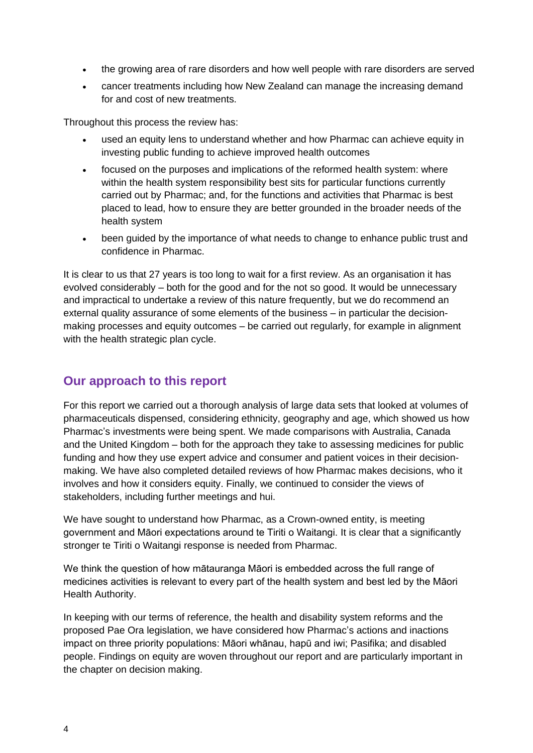- the growing area of rare disorders and how well people with rare disorders are served
- cancer treatments including how New Zealand can manage the increasing demand for and cost of new treatments.

Throughout this process the review has:

- used an equity lens to understand whether and how Pharmac can achieve equity in investing public funding to achieve improved health outcomes
- focused on the purposes and implications of the reformed health system: where within the health system responsibility best sits for particular functions currently carried out by Pharmac; and, for the functions and activities that Pharmac is best placed to lead, how to ensure they are better grounded in the broader needs of the health system
- been guided by the importance of what needs to change to enhance public trust and confidence in Pharmac.

It is clear to us that 27 years is too long to wait for a first review. As an organisation it has evolved considerably – both for the good and for the not so good. It would be unnecessary and impractical to undertake a review of this nature frequently, but we do recommend an external quality assurance of some elements of the business – in particular the decision-making processes and equity outcomes – be carried out regularly, for example in alignment with the health strategic plan cycle.

## Our approach to this report

For this report we carried out a thorough analysis of large data sets that looked at volumes of pharmaceuticals dispensed, considering ethnicity, geography and age, which showed us how Pharmac's investments were being spent. We made comparisons with Australia, Canada and the United Kingdom – both for the approach they take to assessing medicines for public funding and how they use expert advice and consumer and patient voices in their decision-making. We have also completed detailed reviews of how Pharmac makes decisions, who it involves and how it considers equity. Finally, we continued to consider the views of stakeholders, including further meetings and hui.

We have sought to understand how Pharmac, as a Crown-owned entity, is meeting government and Māori expectations around te Tiriti o Waitangi. It is clear that a significantly stronger te Tiriti o Waitangi response is needed from Pharmac.

We think the question of how mātauranga Māori is embedded across the full range of medicines activities is relevant to every part of the health system and best led by the Māori Health Authority.

In keeping with our terms of reference, the health and disability system reforms and the proposed Pae Ora legislation, we have considered how Pharmac's actions and inactions impact on three priority populations: Māori whānau, hapū and iwi; Pasifika; and disabled people. Findings on equity are woven throughout our report and are particularly important in the chapter on decision making.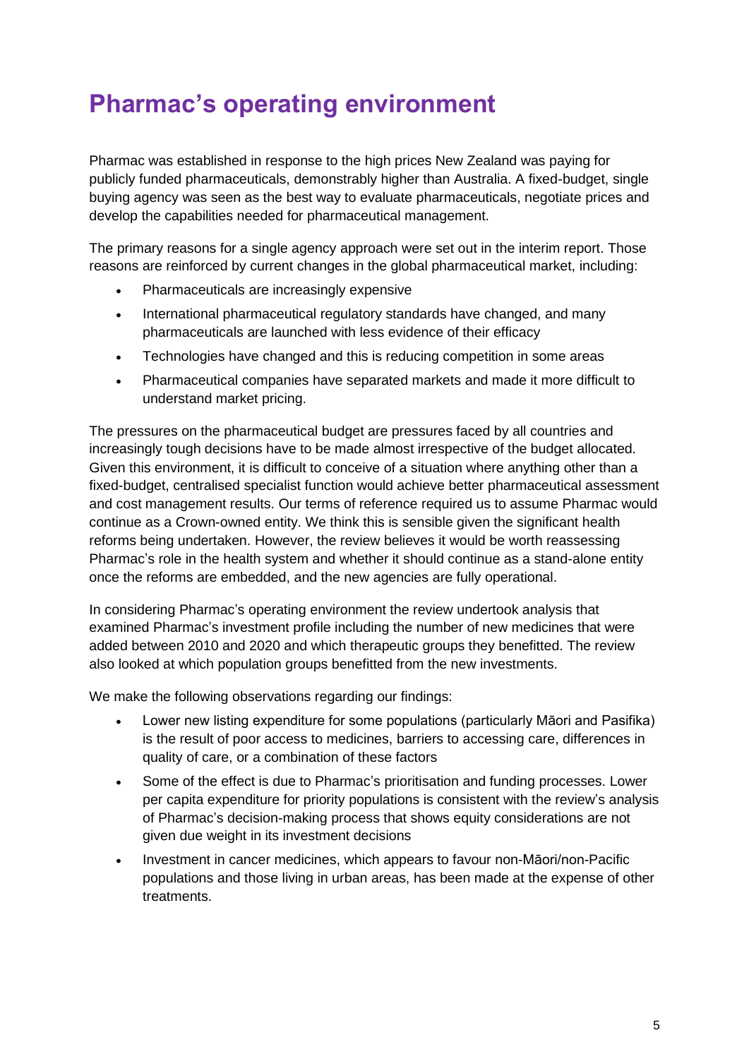# Pharmac's operating environment

Pharmac was established in response to the high prices New Zealand was paying for publicly funded pharmaceuticals, demonstrably higher than Australia. A fixed-budget, single buying agency was seen as the best way to evaluate pharmaceuticals, negotiate prices and develop the capabilities needed for pharmaceutical management.

The primary reasons for a single agency approach were set out in the interim report. Those reasons are reinforced by current changes in the global pharmaceutical market, including:

- Pharmaceuticals are increasingly expensive
- International pharmaceutical regulatory standards have changed, and many pharmaceuticals are launched with less evidence of their efficacy
- Technologies have changed and this is reducing competition in some areas
- Pharmaceutical companies have separated markets and made it more difficult to understand market pricing.

The pressures on the pharmaceutical budget are pressures faced by all countries and increasingly tough decisions have to be made almost irrespective of the budget allocated. Given this environment, it is difficult to conceive of a situation where anything other than a fixed-budget, centralised specialist function would achieve better pharmaceutical assessment and cost management results. Our terms of reference required us to assume Pharmac would continue as a Crown-owned entity. We think this is sensible given the significant health reforms being undertaken. However, the review believes it would be worth reassessing Pharmac's role in the health system and whether it should continue as a stand-alone entity once the reforms are embedded, and the new agencies are fully operational.

In considering Pharmac's operating environment the review undertook analysis that examined Pharmac's investment profile including the number of new medicines that were added between 2010 and 2020 and which therapeutic groups they benefitted. The review also looked at which population groups benefitted from the new investments.

We make the following observations regarding our findings:

- Lower new listing expenditure for some populations (particularly Māori and Pasifika) is the result of poor access to medicines, barriers to accessing care, differences in quality of care, or a combination of these factors
- Some of the effect is due to Pharmac's prioritisation and funding processes. Lower per capita expenditure for priority populations is consistent with the review's analysis of Pharmac's decision-making process that shows equity considerations are not given due weight in its investment decisions
- Investment in cancer medicines, which appears to favour non-Māori/non-Pacific populations and those living in urban areas, has been made at the expense of other treatments.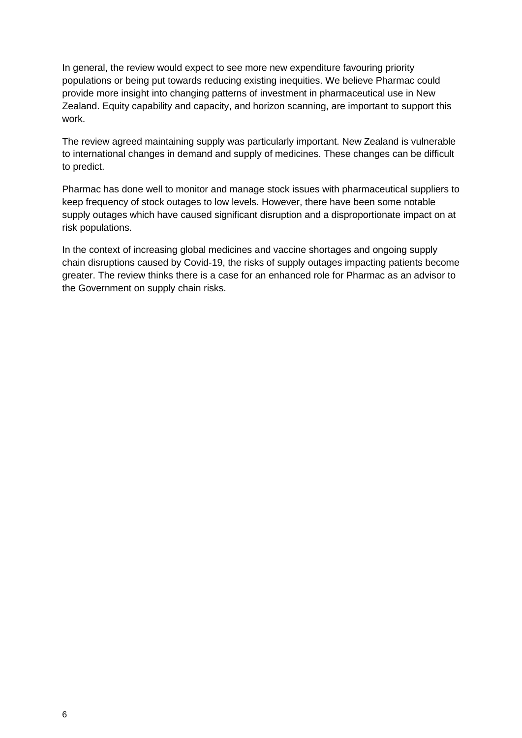In general, the review would expect to see more new expenditure favouring priority populations or being put towards reducing existing inequities. We believe Pharmac could provide more insight into changing patterns of investment in pharmaceutical use in New Zealand. Equity capability and capacity, and horizon scanning, are important to support this work.

The review agreed maintaining supply was particularly important. New Zealand is vulnerable to international changes in demand and supply of medicines. These changes can be difficult to predict.

Pharmac has done well to monitor and manage stock issues with pharmaceutical suppliers to keep frequency of stock outages to low levels. However, there have been some notable supply outages which have caused significant disruption and a disproportionate impact on at risk populations.

In the context of increasing global medicines and vaccine shortages and ongoing supply chain disruptions caused by Covid-19, the risks of supply outages impacting patients become greater. The review thinks there is a case for an enhanced role for Pharmac as an advisor to the Government on supply chain risks.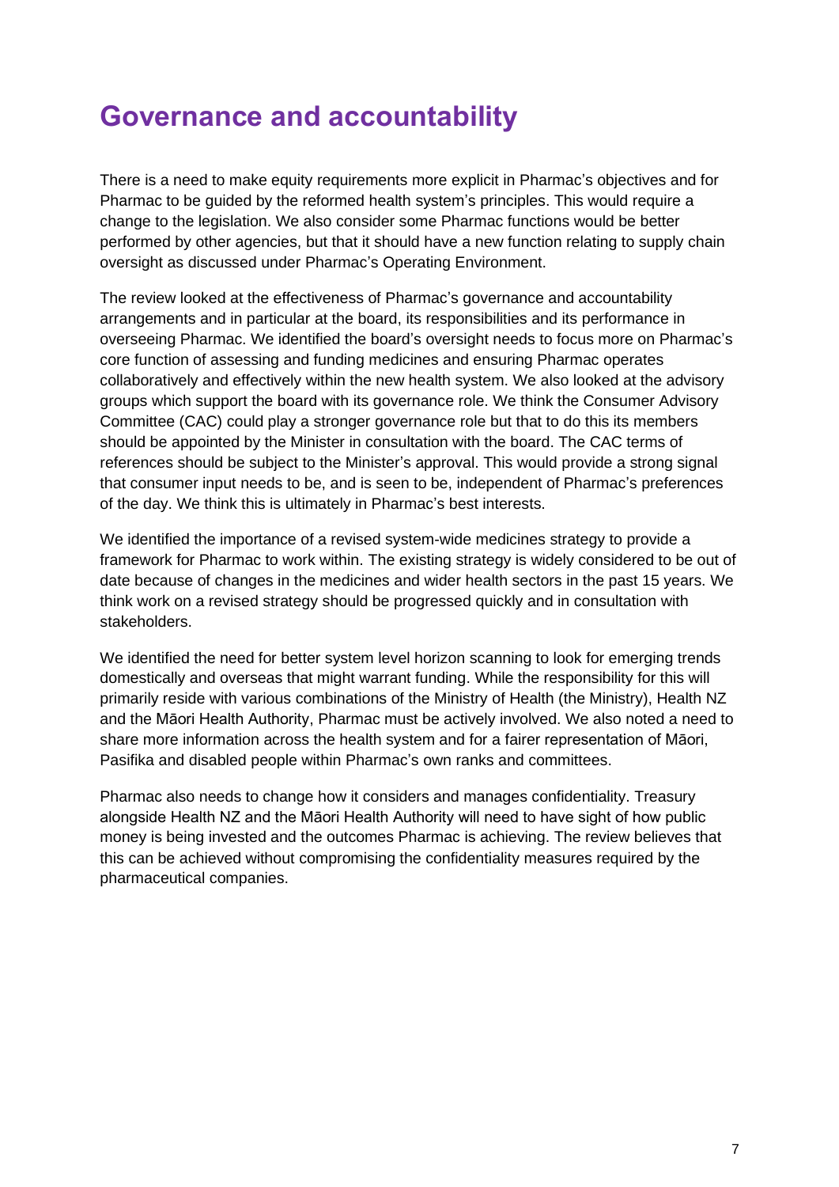# Governance and accountability

There is a need to make equity requirements more explicit in Pharmac's objectives and for Pharmac to be guided by the reformed health system's principles. This would require a change to the legislation. We also consider some Pharmac functions would be better performed by other agencies, but that it should have a new function relating to supply chain oversight as discussed under Pharmac's Operating Environment.

The review looked at the effectiveness of Pharmac's governance and accountability arrangements and in particular at the board, its responsibilities and its performance in overseeing Pharmac. We identified the board's oversight needs to focus more on Pharmac's core function of assessing and funding medicines and ensuring Pharmac operates collaboratively and effectively within the new health system. We also looked at the advisory groups which support the board with its governance role. We think the Consumer Advisory Committee (CAC) could play a stronger governance role but that to do this its members should be appointed by the Minister in consultation with the board. The CAC terms of references should be subject to the Minister's approval. This would provide a strong signal that consumer input needs to be, and is seen to be, independent of Pharmac's preferences of the day. We think this is ultimately in Pharmac's best interests.

We identified the importance of a revised system-wide medicines strategy to provide a framework for Pharmac to work within. The existing strategy is widely considered to be out of date because of changes in the medicines and wider health sectors in the past 15 years. We think work on a revised strategy should be progressed quickly and in consultation with stakeholders.

We identified the need for better system level horizon scanning to look for emerging trends domestically and overseas that might warrant funding. While the responsibility for this will primarily reside with various combinations of the Ministry of Health (the Ministry), Health NZ and the Māori Health Authority, Pharmac must be actively involved. We also noted a need to share more information across the health system and for a fairer representation of Māori, Pasifika and disabled people within Pharmac's own ranks and committees.

Pharmac also needs to change how it considers and manages confidentiality. Treasury alongside Health NZ and the Māori Health Authority will need to have sight of how public money is being invested and the outcomes Pharmac is achieving. The review believes that this can be achieved without compromising the confidentiality measures required by the pharmaceutical companies.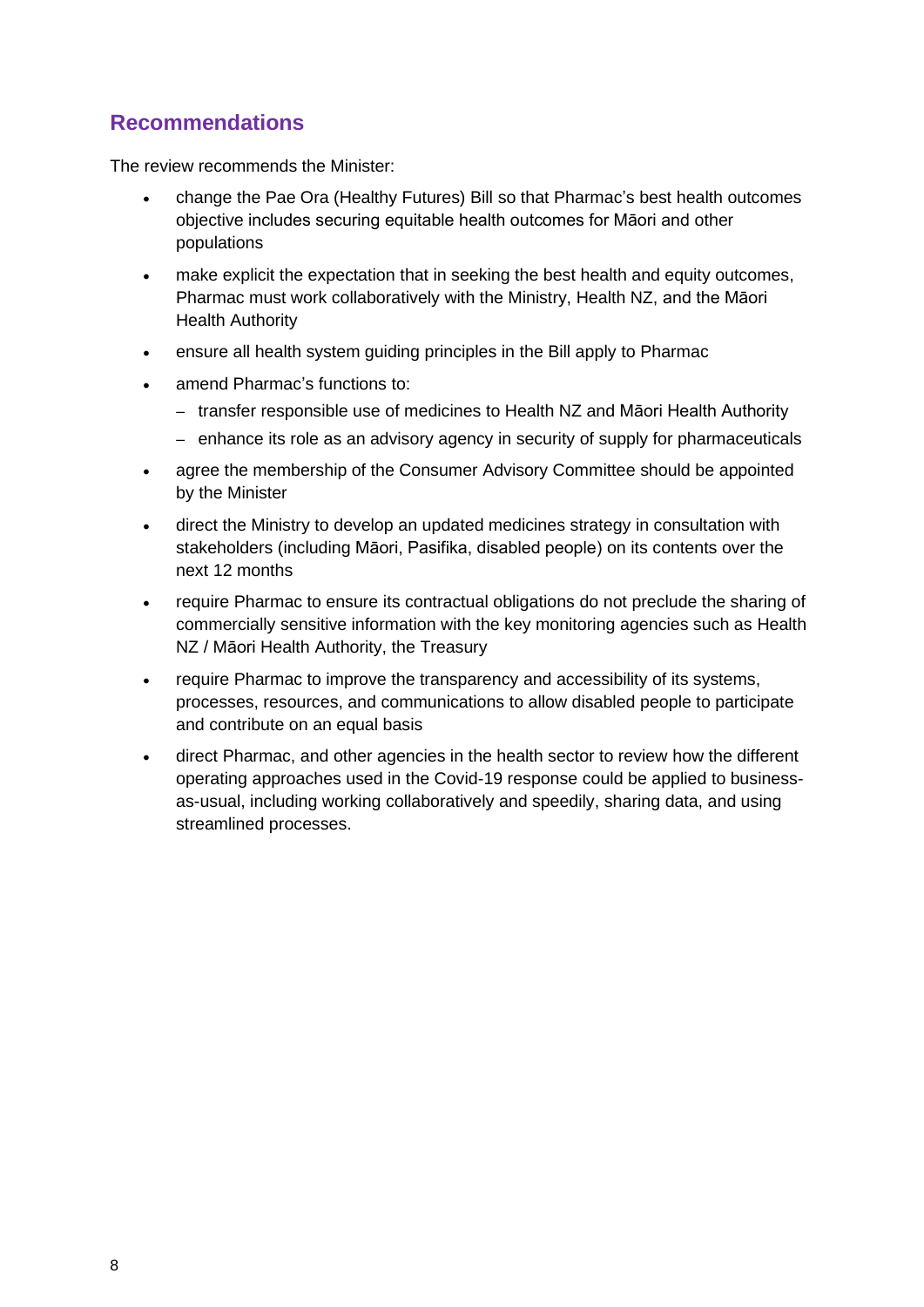## Recommendations

The review recommends the Minister:

- change the Pae Ora (Healthy Futures) Bill so that Pharmac's best health outcomes objective includes securing equitable health outcomes for Māori and other populations
- make explicit the expectation that in seeking the best health and equity outcomes, Pharmac must work collaboratively with the Ministry, Health NZ, and the Māori Health Authority
- ensure all health system guiding principles in the Bill apply to Pharmac
- amend Pharmac's functions to:
  - transfer responsible use of medicines to Health NZ and Māori Health Authority
  - enhance its role as an advisory agency in security of supply for pharmaceuticals
- agree the membership of the Consumer Advisory Committee should be appointed by the Minister
- direct the Ministry to develop an updated medicines strategy in consultation with stakeholders (including Māori, Pasifika, disabled people) on its contents over the next 12 months
- require Pharmac to ensure its contractual obligations do not preclude the sharing of commercially sensitive information with the key monitoring agencies such as Health NZ / Māori Health Authority, the Treasury
- require Pharmac to improve the transparency and accessibility of its systems, processes, resources, and communications to allow disabled people to participate and contribute on an equal basis
- direct Pharmac, and other agencies in the health sector to review how the different operating approaches used in the Covid-19 response could be applied to business-as-usual, including working collaboratively and speedily, sharing data, and using streamlined processes.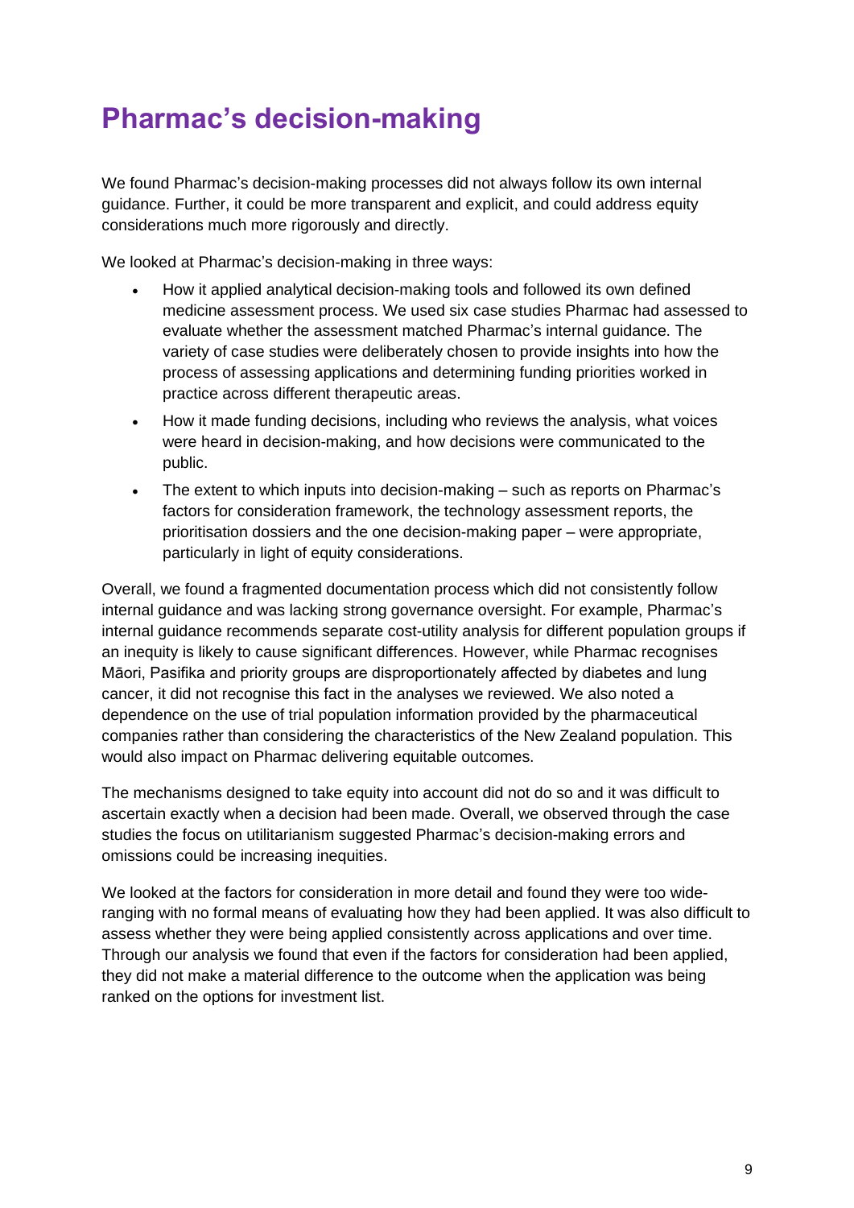# Pharmac's decision-making

We found Pharmac's decision-making processes did not always follow its own internal guidance. Further, it could be more transparent and explicit, and could address equity considerations much more rigorously and directly.

We looked at Pharmac's decision-making in three ways:

- How it applied analytical decision-making tools and followed its own defined medicine assessment process. We used six case studies Pharmac had assessed to evaluate whether the assessment matched Pharmac's internal guidance. The variety of case studies were deliberately chosen to provide insights into how the process of assessing applications and determining funding priorities worked in practice across different therapeutic areas.
- How it made funding decisions, including who reviews the analysis, what voices were heard in decision-making, and how decisions were communicated to the public.
- The extent to which inputs into decision-making – such as reports on Pharmac's factors for consideration framework, the technology assessment reports, the prioritisation dossiers and the one decision-making paper – were appropriate, particularly in light of equity considerations.

Overall, we found a fragmented documentation process which did not consistently follow internal guidance and was lacking strong governance oversight. For example, Pharmac's internal guidance recommends separate cost-utility analysis for different population groups if an inequity is likely to cause significant differences. However, while Pharmac recognises Māori, Pasifika and priority groups are disproportionately affected by diabetes and lung cancer, it did not recognise this fact in the analyses we reviewed. We also noted a dependence on the use of trial population information provided by the pharmaceutical companies rather than considering the characteristics of the New Zealand population. This would also impact on Pharmac delivering equitable outcomes.

The mechanisms designed to take equity into account did not do so and it was difficult to ascertain exactly when a decision had been made. Overall, we observed through the case studies the focus on utilitarianism suggested Pharmac's decision-making errors and omissions could be increasing inequities.

We looked at the factors for consideration in more detail and found they were too wide-ranging with no formal means of evaluating how they had been applied. It was also difficult to assess whether they were being applied consistently across applications and over time. Through our analysis we found that even if the factors for consideration had been applied, they did not make a material difference to the outcome when the application was being ranked on the options for investment list.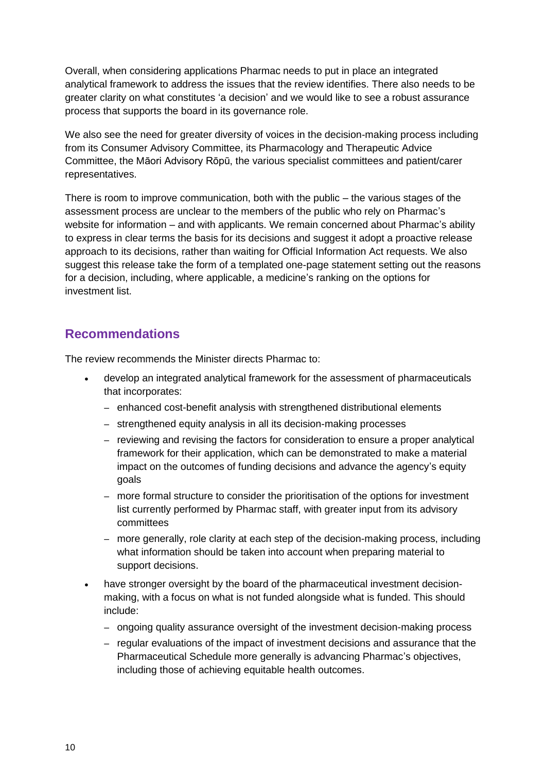Overall, when considering applications Pharmac needs to put in place an integrated analytical framework to address the issues that the review identifies. There also needs to be greater clarity on what constitutes 'a decision' and we would like to see a robust assurance process that supports the board in its governance role.

We also see the need for greater diversity of voices in the decision-making process including from its Consumer Advisory Committee, its Pharmacology and Therapeutic Advice Committee, the Māori Advisory Rōpū, the various specialist committees and patient/carer representatives.

There is room to improve communication, both with the public – the various stages of the assessment process are unclear to the members of the public who rely on Pharmac's website for information – and with applicants. We remain concerned about Pharmac's ability to express in clear terms the basis for its decisions and suggest it adopt a proactive release approach to its decisions, rather than waiting for Official Information Act requests. We also suggest this release take the form of a templated one-page statement setting out the reasons for a decision, including, where applicable, a medicine's ranking on the options for investment list.

## Recommendations

The review recommends the Minister directs Pharmac to:

- develop an integrated analytical framework for the assessment of pharmaceuticals that incorporates:
  - enhanced cost-benefit analysis with strengthened distributional elements
  - strengthened equity analysis in all its decision-making processes
  - reviewing and revising the factors for consideration to ensure a proper analytical framework for their application, which can be demonstrated to make a material impact on the outcomes of funding decisions and advance the agency's equity goals
  - more formal structure to consider the prioritisation of the options for investment list currently performed by Pharmac staff, with greater input from its advisory committees
  - more generally, role clarity at each step of the decision-making process, including what information should be taken into account when preparing material to support decisions.
- have stronger oversight by the board of the pharmaceutical investment decision-making, with a focus on what is not funded alongside what is funded. This should include:
  - ongoing quality assurance oversight of the investment decision-making process
  - regular evaluations of the impact of investment decisions and assurance that the Pharmaceutical Schedule more generally is advancing Pharmac's objectives, including those of achieving equitable health outcomes.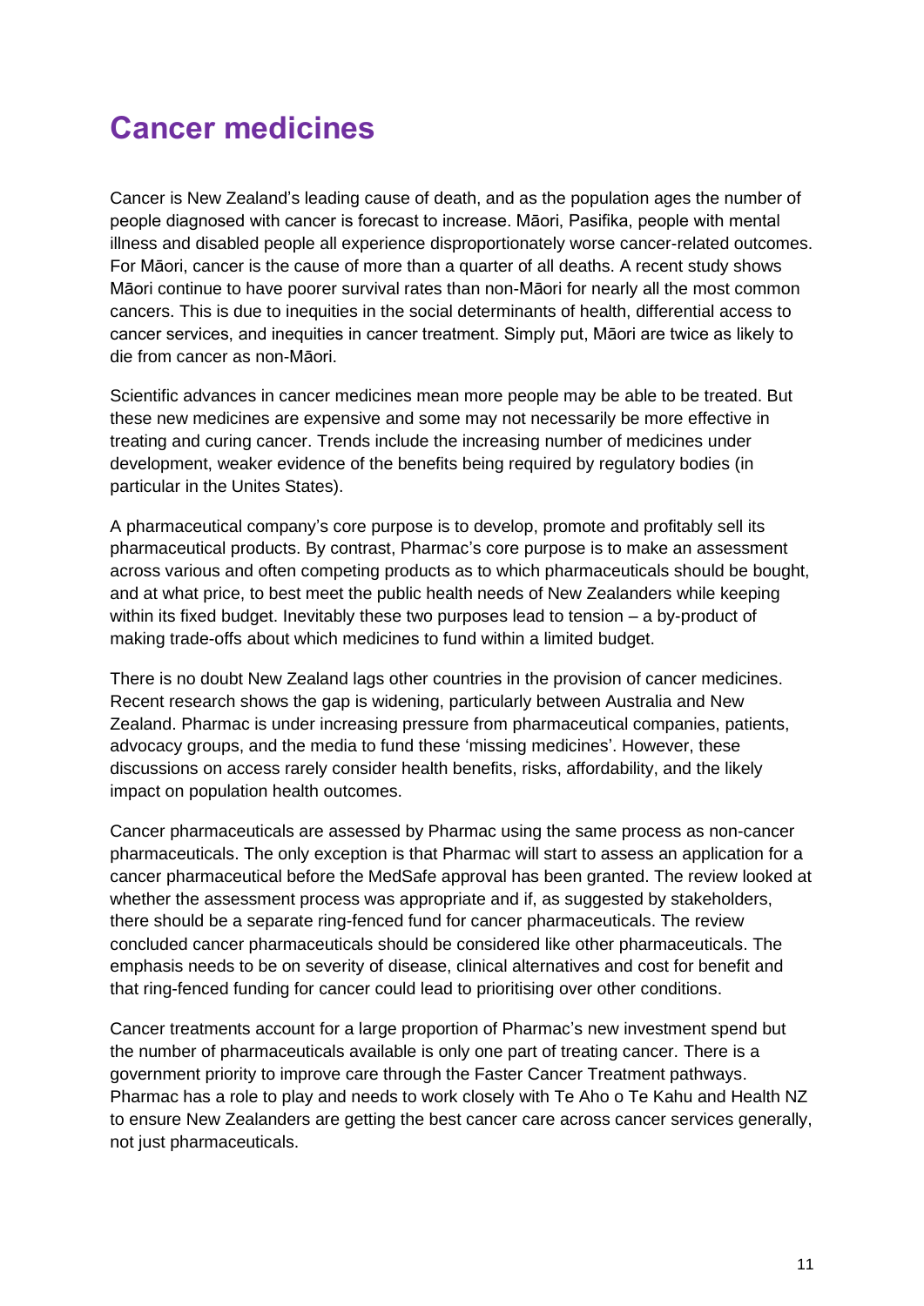# Cancer medicines

Cancer is New Zealand's leading cause of death, and as the population ages the number of people diagnosed with cancer is forecast to increase. Māori, Pasifika, people with mental illness and disabled people all experience disproportionately worse cancer-related outcomes. For Māori, cancer is the cause of more than a quarter of all deaths. A recent study shows Māori continue to have poorer survival rates than non-Māori for nearly all the most common cancers. This is due to inequities in the social determinants of health, differential access to cancer services, and inequities in cancer treatment. Simply put, Māori are twice as likely to die from cancer as non-Māori.

Scientific advances in cancer medicines mean more people may be able to be treated. But these new medicines are expensive and some may not necessarily be more effective in treating and curing cancer. Trends include the increasing number of medicines under development, weaker evidence of the benefits being required by regulatory bodies (in particular in the Unites States).

A pharmaceutical company's core purpose is to develop, promote and profitably sell its pharmaceutical products. By contrast, Pharmac's core purpose is to make an assessment across various and often competing products as to which pharmaceuticals should be bought, and at what price, to best meet the public health needs of New Zealanders while keeping within its fixed budget. Inevitably these two purposes lead to tension – a by-product of making trade-offs about which medicines to fund within a limited budget.

There is no doubt New Zealand lags other countries in the provision of cancer medicines. Recent research shows the gap is widening, particularly between Australia and New Zealand. Pharmac is under increasing pressure from pharmaceutical companies, patients, advocacy groups, and the media to fund these 'missing medicines'. However, these discussions on access rarely consider health benefits, risks, affordability, and the likely impact on population health outcomes.

Cancer pharmaceuticals are assessed by Pharmac using the same process as non-cancer pharmaceuticals. The only exception is that Pharmac will start to assess an application for a cancer pharmaceutical before the MedSafe approval has been granted. The review looked at whether the assessment process was appropriate and if, as suggested by stakeholders, there should be a separate ring-fenced fund for cancer pharmaceuticals. The review concluded cancer pharmaceuticals should be considered like other pharmaceuticals. The emphasis needs to be on severity of disease, clinical alternatives and cost for benefit and that ring-fenced funding for cancer could lead to prioritising over other conditions.

Cancer treatments account for a large proportion of Pharmac's new investment spend but the number of pharmaceuticals available is only one part of treating cancer. There is a government priority to improve care through the Faster Cancer Treatment pathways. Pharmac has a role to play and needs to work closely with Te Aho o Te Kahu and Health NZ to ensure New Zealanders are getting the best cancer care across cancer services generally, not just pharmaceuticals.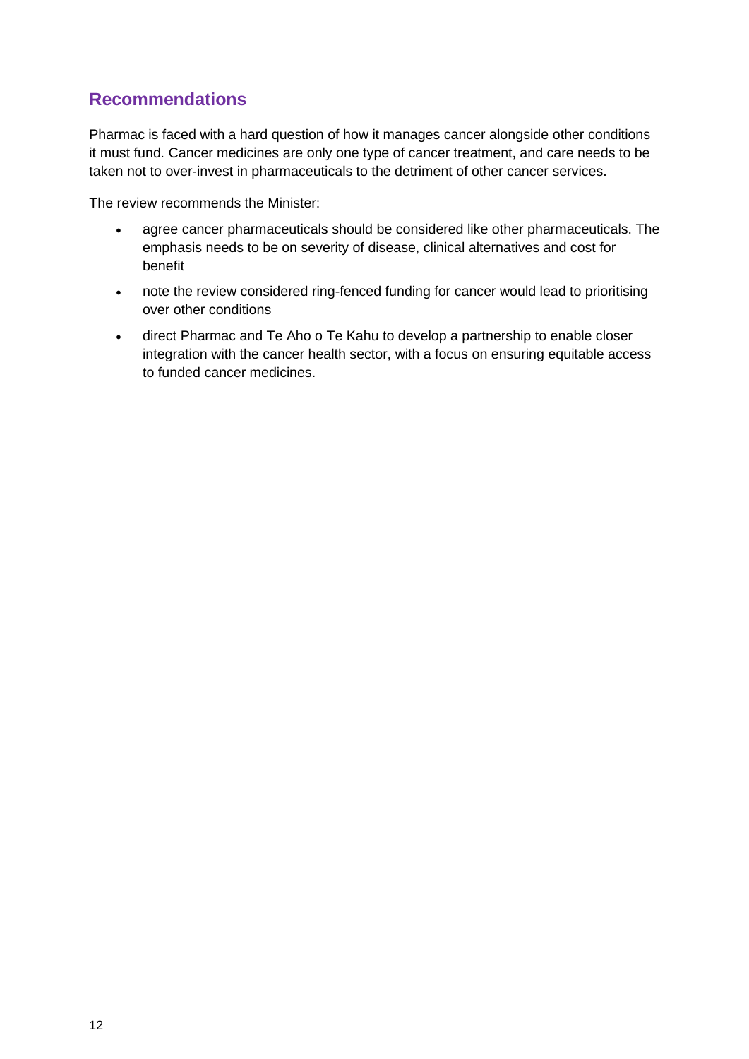## Recommendations

Pharmac is faced with a hard question of how it manages cancer alongside other conditions it must fund. Cancer medicines are only one type of cancer treatment, and care needs to be taken not to over-invest in pharmaceuticals to the detriment of other cancer services.

The review recommends the Minister:

- agree cancer pharmaceuticals should be considered like other pharmaceuticals. The emphasis needs to be on severity of disease, clinical alternatives and cost for benefit
- note the review considered ring-fenced funding for cancer would lead to prioritising over other conditions
- direct Pharmac and Te Aho o Te Kahu to develop a partnership to enable closer integration with the cancer health sector, with a focus on ensuring equitable access to funded cancer medicines.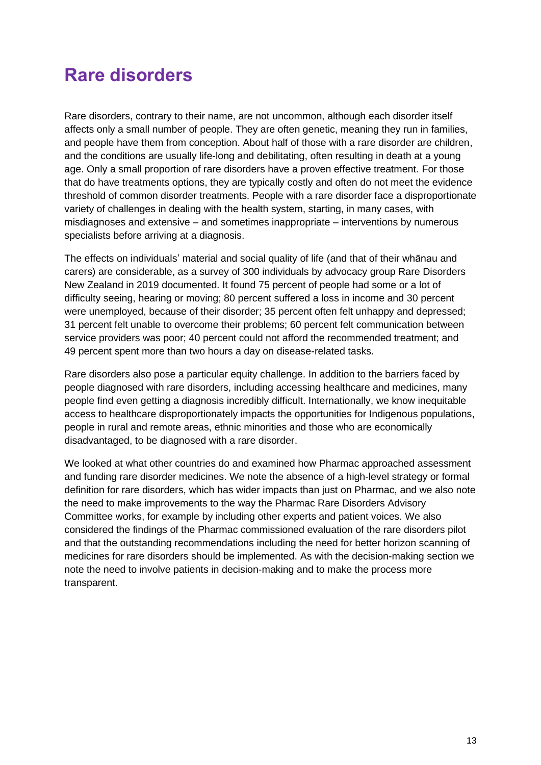# Rare disorders

Rare disorders, contrary to their name, are not uncommon, although each disorder itself affects only a small number of people. They are often genetic, meaning they run in families, and people have them from conception. About half of those with a rare disorder are children, and the conditions are usually life-long and debilitating, often resulting in death at a young age. Only a small proportion of rare disorders have a proven effective treatment. For those that do have treatments options, they are typically costly and often do not meet the evidence threshold of common disorder treatments. People with a rare disorder face a disproportionate variety of challenges in dealing with the health system, starting, in many cases, with misdiagnoses and extensive – and sometimes inappropriate – interventions by numerous specialists before arriving at a diagnosis.

The effects on individuals' material and social quality of life (and that of their whānau and carers) are considerable, as a survey of 300 individuals by advocacy group Rare Disorders New Zealand in 2019 documented. It found 75 percent of people had some or a lot of difficulty seeing, hearing or moving; 80 percent suffered a loss in income and 30 percent were unemployed, because of their disorder; 35 percent often felt unhappy and depressed; 31 percent felt unable to overcome their problems; 60 percent felt communication between service providers was poor; 40 percent could not afford the recommended treatment; and 49 percent spent more than two hours a day on disease-related tasks.

Rare disorders also pose a particular equity challenge. In addition to the barriers faced by people diagnosed with rare disorders, including accessing healthcare and medicines, many people find even getting a diagnosis incredibly difficult. Internationally, we know inequitable access to healthcare disproportionately impacts the opportunities for Indigenous populations, people in rural and remote areas, ethnic minorities and those who are economically disadvantaged, to be diagnosed with a rare disorder.

We looked at what other countries do and examined how Pharmac approached assessment and funding rare disorder medicines. We note the absence of a high-level strategy or formal definition for rare disorders, which has wider impacts than just on Pharmac, and we also note the need to make improvements to the way the Pharmac Rare Disorders Advisory Committee works, for example by including other experts and patient voices. We also considered the findings of the Pharmac commissioned evaluation of the rare disorders pilot and that the outstanding recommendations including the need for better horizon scanning of medicines for rare disorders should be implemented. As with the decision-making section we note the need to involve patients in decision-making and to make the process more transparent.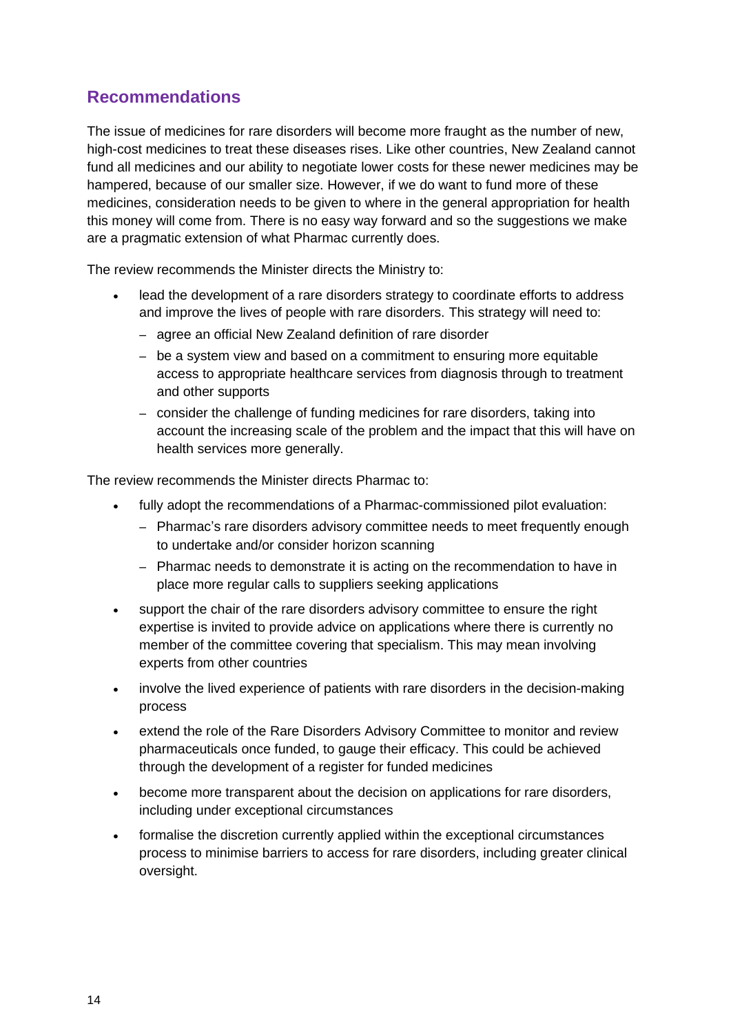## Recommendations

The issue of medicines for rare disorders will become more fraught as the number of new, high-cost medicines to treat these diseases rises. Like other countries, New Zealand cannot fund all medicines and our ability to negotiate lower costs for these newer medicines may be hampered, because of our smaller size. However, if we do want to fund more of these medicines, consideration needs to be given to where in the general appropriation for health this money will come from. There is no easy way forward and so the suggestions we make are a pragmatic extension of what Pharmac currently does.

The review recommends the Minister directs the Ministry to:

- lead the development of a rare disorders strategy to coordinate efforts to address and improve the lives of people with rare disorders. This strategy will need to:
  - agree an official New Zealand definition of rare disorder
  - be a system view and based on a commitment to ensuring more equitable access to appropriate healthcare services from diagnosis through to treatment and other supports
  - consider the challenge of funding medicines for rare disorders, taking into account the increasing scale of the problem and the impact that this will have on health services more generally.

The review recommends the Minister directs Pharmac to:

- fully adopt the recommendations of a Pharmac-commissioned pilot evaluation:
  - Pharmac's rare disorders advisory committee needs to meet frequently enough to undertake and/or consider horizon scanning
  - Pharmac needs to demonstrate it is acting on the recommendation to have in place more regular calls to suppliers seeking applications
- support the chair of the rare disorders advisory committee to ensure the right expertise is invited to provide advice on applications where there is currently no member of the committee covering that specialism. This may mean involving experts from other countries
- involve the lived experience of patients with rare disorders in the decision-making process
- extend the role of the Rare Disorders Advisory Committee to monitor and review pharmaceuticals once funded, to gauge their efficacy. This could be achieved through the development of a register for funded medicines
- become more transparent about the decision on applications for rare disorders, including under exceptional circumstances
- formalise the discretion currently applied within the exceptional circumstances process to minimise barriers to access for rare disorders, including greater clinical oversight.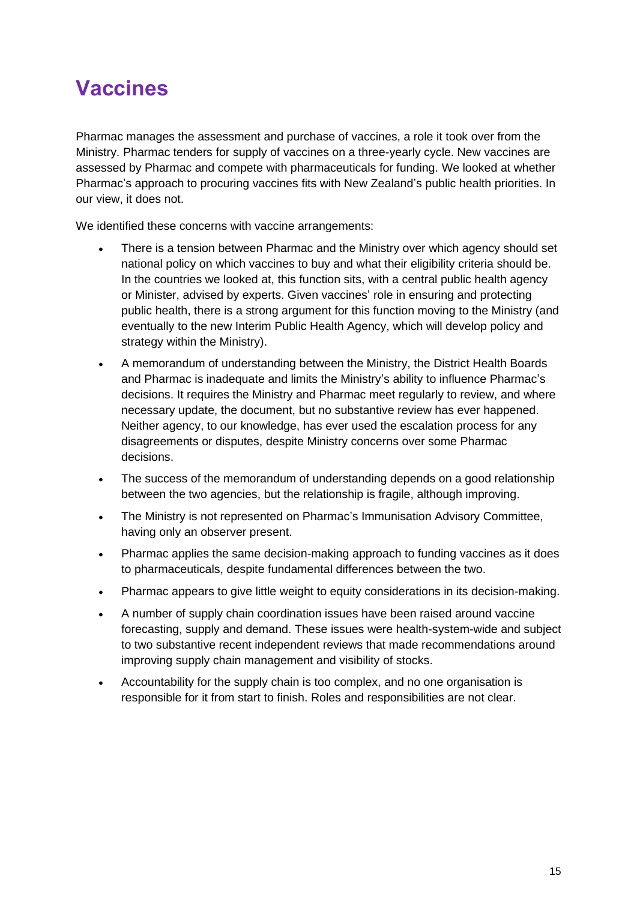# Vaccines

Pharmac manages the assessment and purchase of vaccines, a role it took over from the Ministry. Pharmac tenders for supply of vaccines on a three-yearly cycle. New vaccines are assessed by Pharmac and compete with pharmaceuticals for funding. We looked at whether Pharmac's approach to procuring vaccines fits with New Zealand's public health priorities. In our view, it does not.

We identified these concerns with vaccine arrangements:

- There is a tension between Pharmac and the Ministry over which agency should set national policy on which vaccines to buy and what their eligibility criteria should be. In the countries we looked at, this function sits, with a central public health agency or Minister, advised by experts. Given vaccines' role in ensuring and protecting public health, there is a strong argument for this function moving to the Ministry (and eventually to the new Interim Public Health Agency, which will develop policy and strategy within the Ministry).
- A memorandum of understanding between the Ministry, the District Health Boards and Pharmac is inadequate and limits the Ministry's ability to influence Pharmac's decisions. It requires the Ministry and Pharmac meet regularly to review, and where necessary update, the document, but no substantive review has ever happened. Neither agency, to our knowledge, has ever used the escalation process for any disagreements or disputes, despite Ministry concerns over some Pharmac decisions.
- The success of the memorandum of understanding depends on a good relationship between the two agencies, but the relationship is fragile, although improving.
- The Ministry is not represented on Pharmac's Immunisation Advisory Committee, having only an observer present.
- Pharmac applies the same decision-making approach to funding vaccines as it does to pharmaceuticals, despite fundamental differences between the two.
- Pharmac appears to give little weight to equity considerations in its decision-making.
- A number of supply chain coordination issues have been raised around vaccine forecasting, supply and demand. These issues were health-system-wide and subject to two substantive recent independent reviews that made recommendations around improving supply chain management and visibility of stocks.
- Accountability for the supply chain is too complex, and no one organisation is responsible for it from start to finish. Roles and responsibilities are not clear.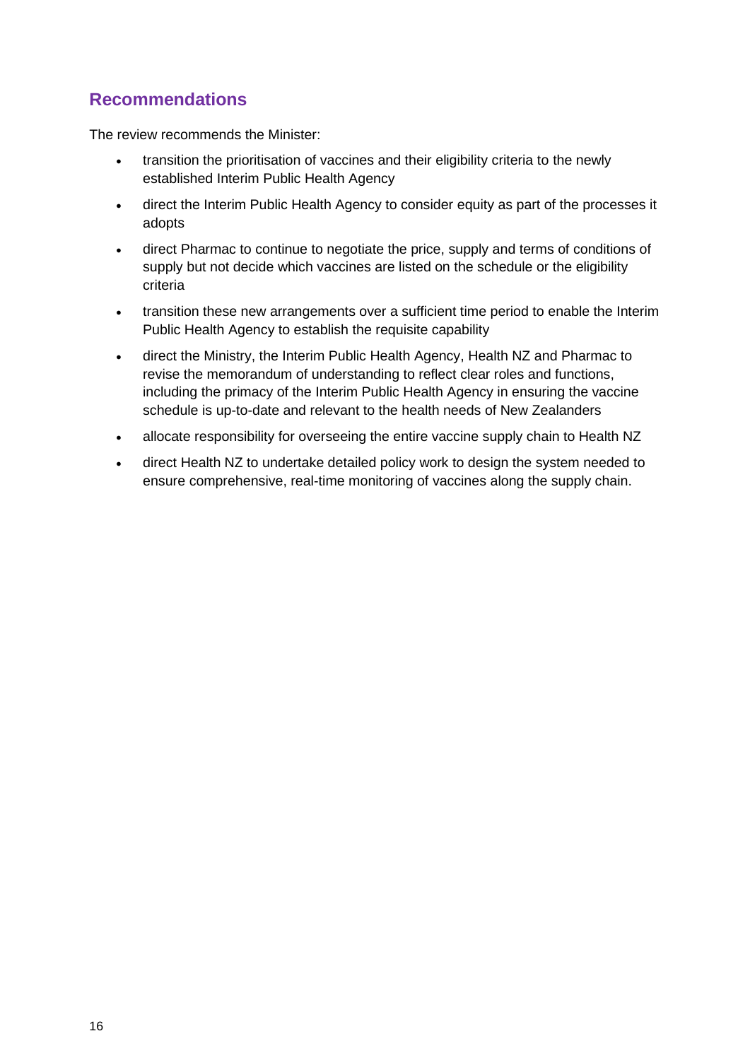## Recommendations

The review recommends the Minister:

- transition the prioritisation of vaccines and their eligibility criteria to the newly established Interim Public Health Agency
- direct the Interim Public Health Agency to consider equity as part of the processes it adopts
- direct Pharmac to continue to negotiate the price, supply and terms of conditions of supply but not decide which vaccines are listed on the schedule or the eligibility criteria
- transition these new arrangements over a sufficient time period to enable the Interim Public Health Agency to establish the requisite capability
- direct the Ministry, the Interim Public Health Agency, Health NZ and Pharmac to revise the memorandum of understanding to reflect clear roles and functions, including the primacy of the Interim Public Health Agency in ensuring the vaccine schedule is up-to-date and relevant to the health needs of New Zealanders
- allocate responsibility for overseeing the entire vaccine supply chain to Health NZ
- direct Health NZ to undertake detailed policy work to design the system needed to ensure comprehensive, real-time monitoring of vaccines along the supply chain.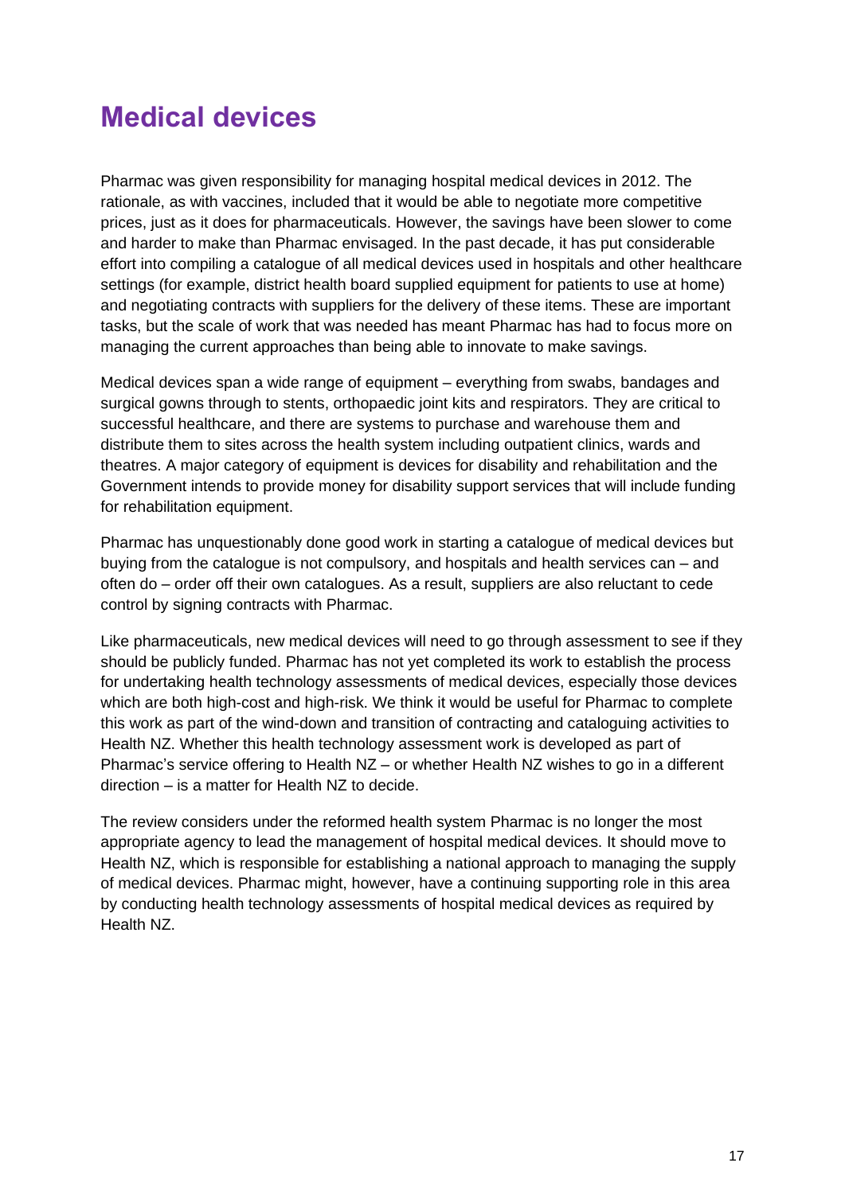# Medical devices

Pharmac was given responsibility for managing hospital medical devices in 2012. The rationale, as with vaccines, included that it would be able to negotiate more competitive prices, just as it does for pharmaceuticals. However, the savings have been slower to come and harder to make than Pharmac envisaged. In the past decade, it has put considerable effort into compiling a catalogue of all medical devices used in hospitals and other healthcare settings (for example, district health board supplied equipment for patients to use at home) and negotiating contracts with suppliers for the delivery of these items. These are important tasks, but the scale of work that was needed has meant Pharmac has had to focus more on managing the current approaches than being able to innovate to make savings.

Medical devices span a wide range of equipment – everything from swabs, bandages and surgical gowns through to stents, orthopaedic joint kits and respirators. They are critical to successful healthcare, and there are systems to purchase and warehouse them and distribute them to sites across the health system including outpatient clinics, wards and theatres. A major category of equipment is devices for disability and rehabilitation and the Government intends to provide money for disability support services that will include funding for rehabilitation equipment.

Pharmac has unquestionably done good work in starting a catalogue of medical devices but buying from the catalogue is not compulsory, and hospitals and health services can – and often do – order off their own catalogues. As a result, suppliers are also reluctant to cede control by signing contracts with Pharmac.

Like pharmaceuticals, new medical devices will need to go through assessment to see if they should be publicly funded. Pharmac has not yet completed its work to establish the process for undertaking health technology assessments of medical devices, especially those devices which are both high-cost and high-risk. We think it would be useful for Pharmac to complete this work as part of the wind-down and transition of contracting and cataloguing activities to Health NZ. Whether this health technology assessment work is developed as part of Pharmac's service offering to Health NZ – or whether Health NZ wishes to go in a different direction – is a matter for Health NZ to decide.

The review considers under the reformed health system Pharmac is no longer the most appropriate agency to lead the management of hospital medical devices. It should move to Health NZ, which is responsible for establishing a national approach to managing the supply of medical devices. Pharmac might, however, have a continuing supporting role in this area by conducting health technology assessments of hospital medical devices as required by Health NZ.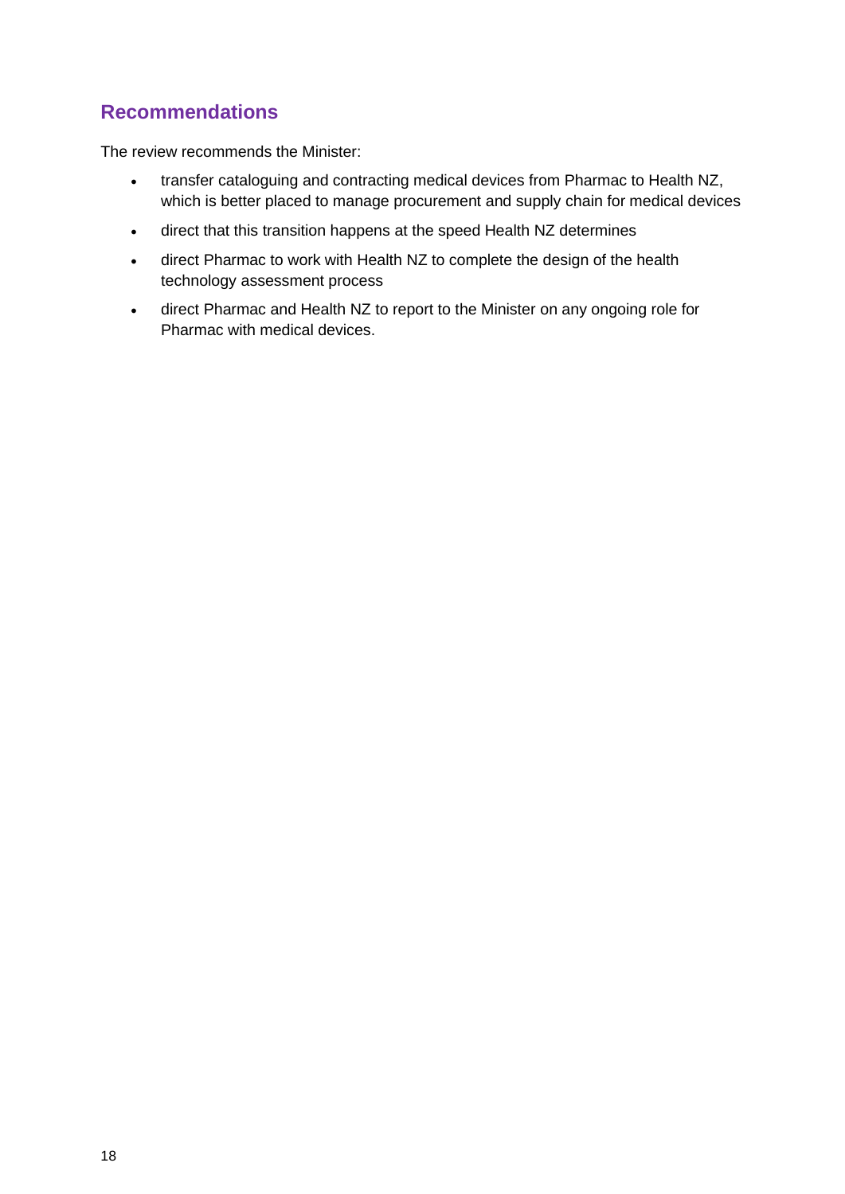## Recommendations

The review recommends the Minister:

- transfer cataloguing and contracting medical devices from Pharmac to Health NZ, which is better placed to manage procurement and supply chain for medical devices
- direct that this transition happens at the speed Health NZ determines
- direct Pharmac to work with Health NZ to complete the design of the health technology assessment process
- direct Pharmac and Health NZ to report to the Minister on any ongoing role for Pharmac with medical devices.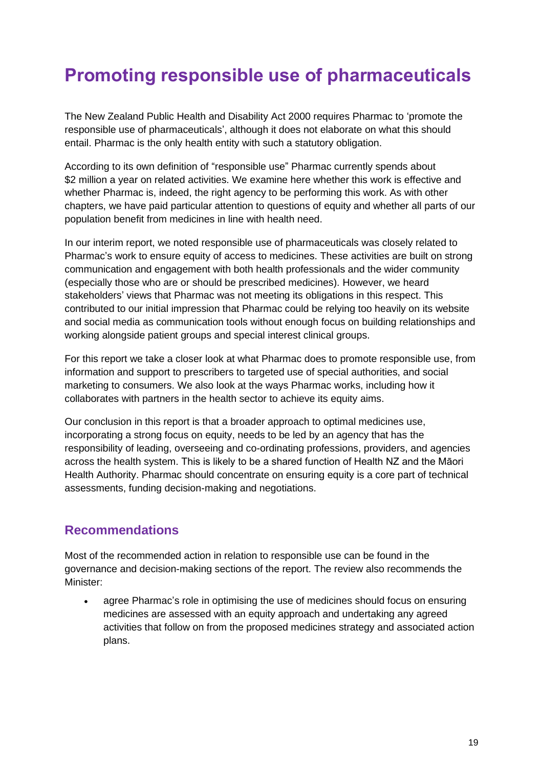# Promoting responsible use of pharmaceuticals

The New Zealand Public Health and Disability Act 2000 requires Pharmac to 'promote the responsible use of pharmaceuticals', although it does not elaborate on what this should entail. Pharmac is the only health entity with such a statutory obligation.

According to its own definition of "responsible use" Pharmac currently spends about $2 million a year on related activities. We examine here whether this work is effective and whether Pharmac is, indeed, the right agency to be performing this work. As with other chapters, we have paid particular attention to questions of equity and whether all parts of our population benefit from medicines in line with health need.

In our interim report, we noted responsible use of pharmaceuticals was closely related to Pharmac's work to ensure equity of access to medicines. These activities are built on strong communication and engagement with both health professionals and the wider community (especially those who are or should be prescribed medicines). However, we heard stakeholders' views that Pharmac was not meeting its obligations in this respect. This contributed to our initial impression that Pharmac could be relying too heavily on its website and social media as communication tools without enough focus on building relationships and working alongside patient groups and special interest clinical groups.

For this report we take a closer look at what Pharmac does to promote responsible use, from information and support to prescribers to targeted use of special authorities, and social marketing to consumers. We also look at the ways Pharmac works, including how it collaborates with partners in the health sector to achieve its equity aims.

Our conclusion in this report is that a broader approach to optimal medicines use, incorporating a strong focus on equity, needs to be led by an agency that has the responsibility of leading, overseeing and co-ordinating professions, providers, and agencies across the health system. This is likely to be a shared function of Health NZ and the Māori Health Authority. Pharmac should concentrate on ensuring equity is a core part of technical assessments, funding decision-making and negotiations.

## Recommendations

Most of the recommended action in relation to responsible use can be found in the governance and decision-making sections of the report. The review also recommends the Minister:

- agree Pharmac's role in optimising the use of medicines should focus on ensuring medicines are assessed with an equity approach and undertaking any agreed activities that follow on from the proposed medicines strategy and associated action plans.